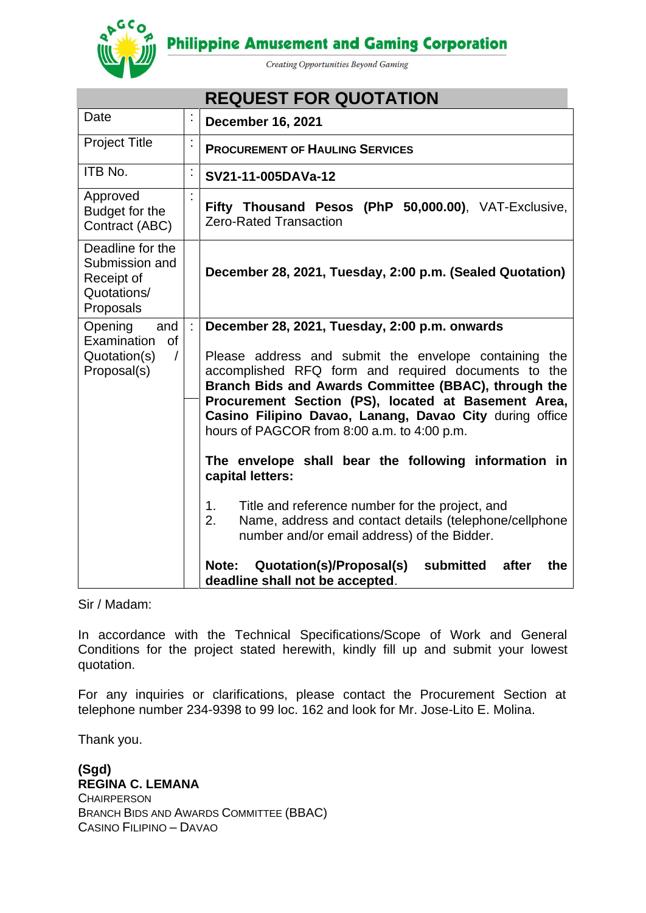**Philippine Amusement and Gaming Corporation**

*Creating Opportunities Beyond Gaming*

# REQUEST FOR QUOTATION

| | | |
|---|---|---|
| Date | : | **December 16, 2021** |
| Project Title | : | **PROCUREMENT OF HAULING SERVICES** |
| ITB No. | : | **SV21-11-005DAVa-12** |
| Approved Budget for the Contract (ABC) | : | **Fifty Thousand Pesos (PhP 50,000.00)**, VAT-Exclusive, Zero-Rated Transaction |
| Deadline for the Submission and Receipt of Quotations/ Proposals | | **December 28, 2021, Tuesday, 2:00 p.m. (Sealed Quotation)** |
| Opening and Examination of Quotation(s) / Proposal(s) | : | **December 28, 2021, Tuesday, 2:00 p.m. onwards**<br><br>Please address and submit the envelope containing the accomplished RFQ form and required documents to the **Branch Bids and Awards Committee (BBAC), through the Procurement Section (PS), located at Basement Area, Casino Filipino Davao, Lanang, Davao City** during office hours of PAGCOR from 8:00 a.m. to 4:00 p.m.<br><br>**The envelope shall bear the following information in capital letters:**<br><br>1. Title and reference number for the project, and<br>2. Name, address and contact details (telephone/cellphone number and/or email address) of the Bidder.<br><br>**Note: Quotation(s)/Proposal(s) submitted after the deadline shall not be accepted**. |

Sir / Madam:

In accordance with the Technical Specifications/Scope of Work and General Conditions for the project stated herewith, kindly fill up and submit your lowest quotation.

For any inquiries or clarifications, please contact the Procurement Section at telephone number 234-9398 to 99 loc. 162 and look for Mr. Jose-Lito E. Molina.

Thank you.

**(Sgd)**
**REGINA C. LEMANA**
CHAIRPERSON
BRANCH BIDS AND AWARDS COMMITTEE (BBAC)
CASINO FILIPINO – DAVAO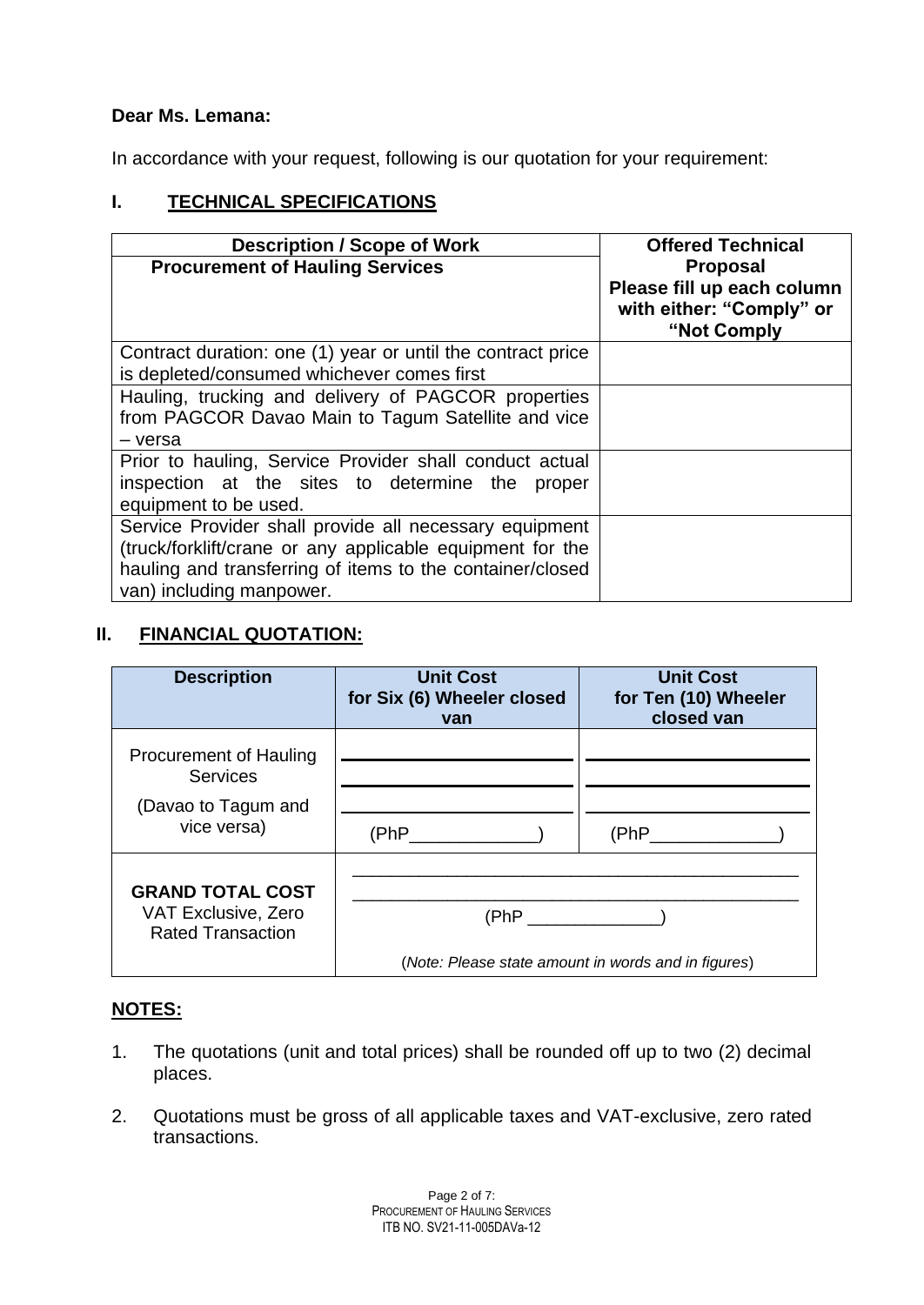**Dear Ms. Lemana:**

In accordance with your request, following is our quotation for your requirement:

## I. TECHNICAL SPECIFICATIONS

| Description / Scope of Work<br>Procurement of Hauling Services | Offered Technical Proposal<br>Please fill up each column with either: "Comply" or "Not Comply |
|---|---|
| Contract duration: one (1) year or until the contract price is depleted/consumed whichever comes first | |
| Hauling, trucking and delivery of PAGCOR properties from PAGCOR Davao Main to Tagum Satellite and vice – versa | |
| Prior to hauling, Service Provider shall conduct actual inspection at the sites to determine the proper equipment to be used. | |
| Service Provider shall provide all necessary equipment (truck/forklift/crane or any applicable equipment for the hauling and transferring of items to the container/closed van) including manpower. | |

## II. FINANCIAL QUOTATION:

| Description | Unit Cost for Six (6) Wheeler closed van | Unit Cost for Ten (10) Wheeler closed van |
|---|---|---|
| Procurement of Hauling Services<br>(Davao to Tagum and vice versa) | \_\_\_\_\_\_\_\_\_\_\_\_\_\_\_\_<br>\_\_\_\_\_\_\_\_\_\_\_\_\_\_\_\_<br>\_\_\_\_\_\_\_\_\_\_\_\_\_\_\_\_<br>(PhP\_\_\_\_\_\_\_\_\_\_\_\_) | \_\_\_\_\_\_\_\_\_\_\_\_\_\_\_\_<br>\_\_\_\_\_\_\_\_\_\_\_\_\_\_\_\_<br>\_\_\_\_\_\_\_\_\_\_\_\_\_\_\_\_<br>(PhP\_\_\_\_\_\_\_\_\_\_\_\_) |
| **GRAND TOTAL COST**<br>VAT Exclusive, Zero Rated Transaction | \_\_\_\_\_\_\_\_\_\_\_\_\_\_\_\_\_\_\_\_\_\_\_\_\_\_\_\_\_\_\_\_<br>\_\_\_\_\_\_\_\_\_\_\_\_\_\_\_\_\_\_\_\_\_\_\_\_\_\_\_\_\_\_\_\_<br>(PhP \_\_\_\_\_\_\_\_\_\_\_\_\_)<br>(*Note: Please state amount in words and in figures*) | |

## NOTES:

1. The quotations (unit and total prices) shall be rounded off up to two (2) decimal places.

2. Quotations must be gross of all applicable taxes and VAT-exclusive, zero rated transactions.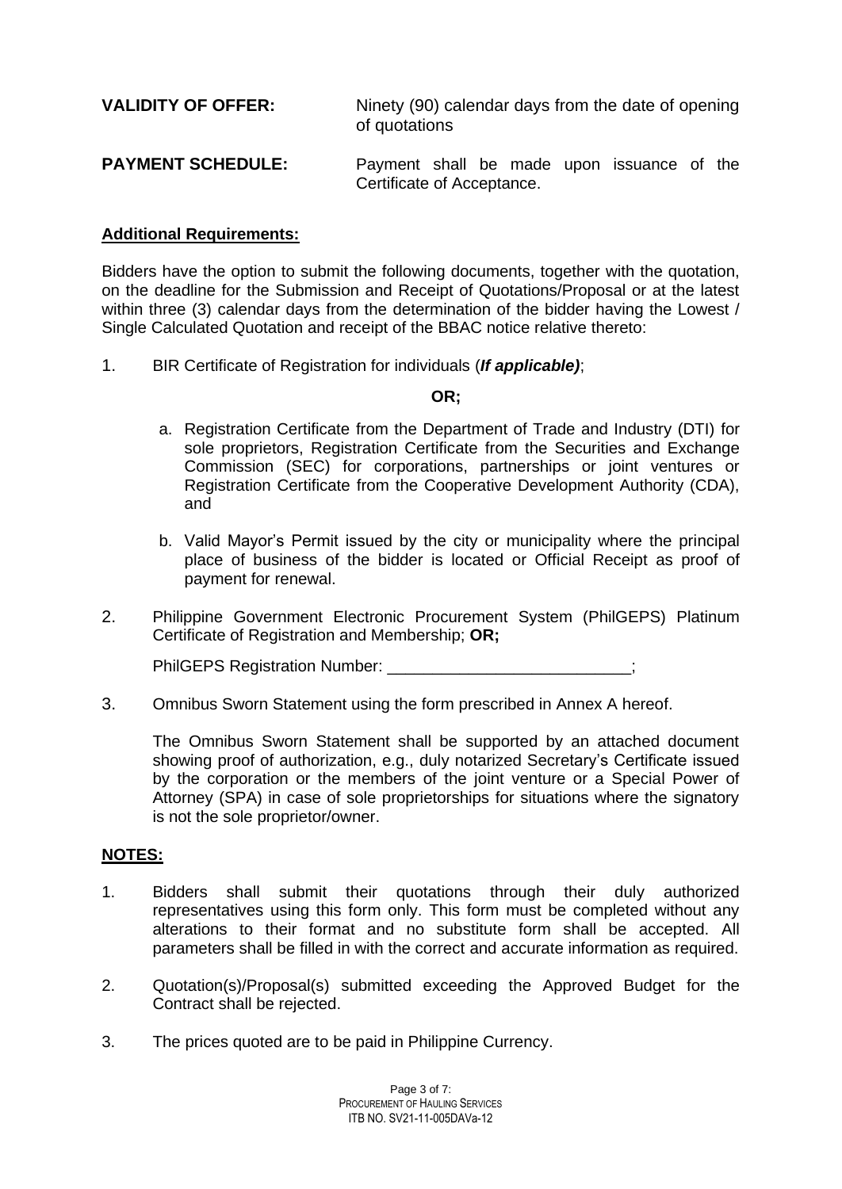**VALIDITY OF OFFER:** Ninety (90) calendar days from the date of opening of quotations

**PAYMENT SCHEDULE:** Payment shall be made upon issuance of the Certificate of Acceptance.

**Additional Requirements:**

Bidders have the option to submit the following documents, together with the quotation, on the deadline for the Submission and Receipt of Quotations/Proposal or at the latest within three (3) calendar days from the determination of the bidder having the Lowest / Single Calculated Quotation and receipt of the BBAC notice relative thereto:

1. BIR Certificate of Registration for individuals (***If applicable)***;

   **OR;**

   a. Registration Certificate from the Department of Trade and Industry (DTI) for sole proprietors, Registration Certificate from the Securities and Exchange Commission (SEC) for corporations, partnerships or joint ventures or Registration Certificate from the Cooperative Development Authority (CDA), and

   b. Valid Mayor's Permit issued by the city or municipality where the principal place of business of the bidder is located or Official Receipt as proof of payment for renewal.

2. Philippine Government Electronic Procurement System (PhilGEPS) Platinum Certificate of Registration and Membership; **OR;**

   PhilGEPS Registration Number: ___________________________;

3. Omnibus Sworn Statement using the form prescribed in Annex A hereof.

   The Omnibus Sworn Statement shall be supported by an attached document showing proof of authorization, e.g., duly notarized Secretary's Certificate issued by the corporation or the members of the joint venture or a Special Power of Attorney (SPA) in case of sole proprietorships for situations where the signatory is not the sole proprietor/owner.

**NOTES:**

1. Bidders shall submit their quotations through their duly authorized representatives using this form only. This form must be completed without any alterations to their format and no substitute form shall be accepted. All parameters shall be filled in with the correct and accurate information as required.

2. Quotation(s)/Proposal(s) submitted exceeding the Approved Budget for the Contract shall be rejected.

3. The prices quoted are to be paid in Philippine Currency.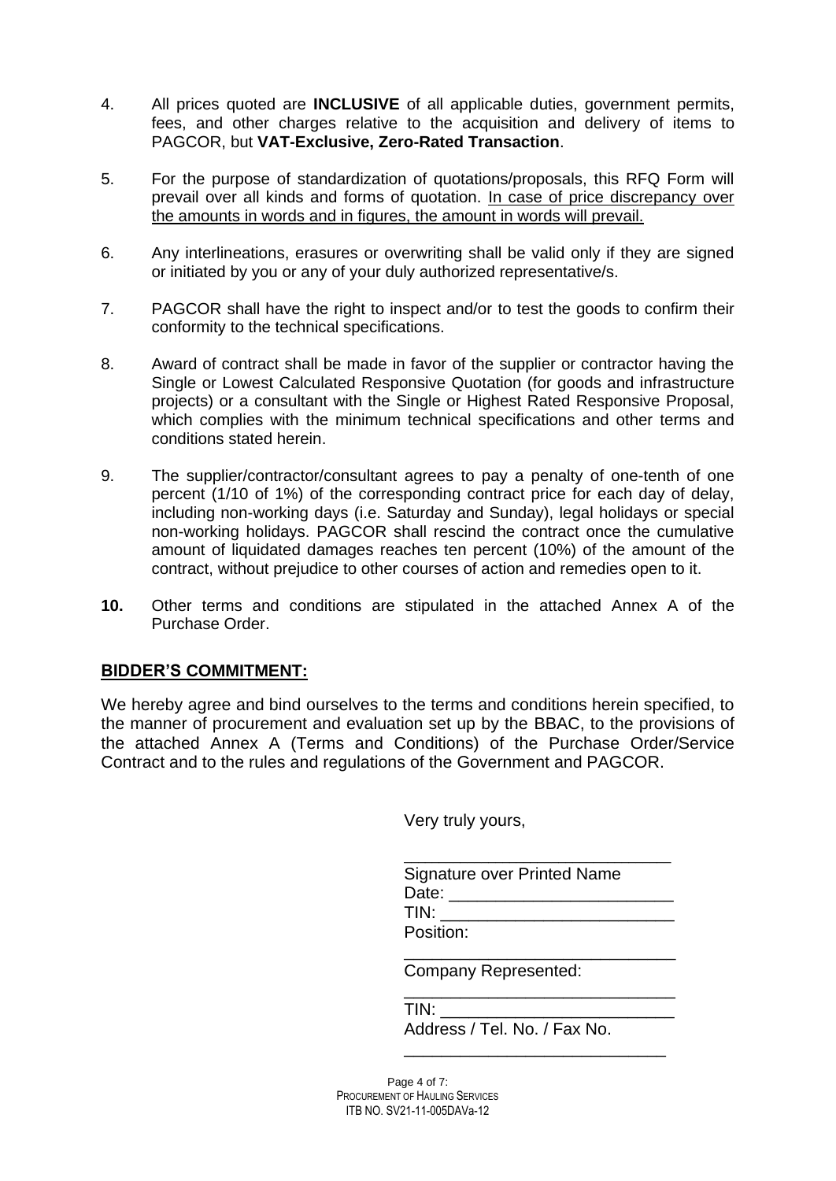4. All prices quoted are **INCLUSIVE** of all applicable duties, government permits, fees, and other charges relative to the acquisition and delivery of items to PAGCOR, but **VAT-Exclusive, Zero-Rated Transaction**.

5. For the purpose of standardization of quotations/proposals, this RFQ Form will prevail over all kinds and forms of quotation. <u>In case of price discrepancy over the amounts in words and in figures, the amount in words will prevail.</u>

6. Any interlineations, erasures or overwriting shall be valid only if they are signed or initiated by you or any of your duly authorized representative/s.

7. PAGCOR shall have the right to inspect and/or to test the goods to confirm their conformity to the technical specifications.

8. Award of contract shall be made in favor of the supplier or contractor having the Single or Lowest Calculated Responsive Quotation (for goods and infrastructure projects) or a consultant with the Single or Highest Rated Responsive Proposal, which complies with the minimum technical specifications and other terms and conditions stated herein.

9. The supplier/contractor/consultant agrees to pay a penalty of one-tenth of one percent (1/10 of 1%) of the corresponding contract price for each day of delay, including non-working days (i.e. Saturday and Sunday), legal holidays or special non-working holidays. PAGCOR shall rescind the contract once the cumulative amount of liquidated damages reaches ten percent (10%) of the amount of the contract, without prejudice to other courses of action and remedies open to it.

**10.** Other terms and conditions are stipulated in the attached Annex A of the Purchase Order.

## BIDDER'S COMMITMENT:

We hereby agree and bind ourselves to the terms and conditions herein specified, to the manner of procurement and evaluation set up by the BBAC, to the provisions of the attached Annex A (Terms and Conditions) of the Purchase Order/Service Contract and to the rules and regulations of the Government and PAGCOR.

Very truly yours,

_____________________________
Signature over Printed Name
Date: ________________________
TIN: _________________________
Position:
_____________________________
Company Represented:
_____________________________
TIN: _________________________
Address / Tel. No. / Fax No.
_____________________________

Procurement of Hauling Services
ITB NO. SV21-11-005DAVa-12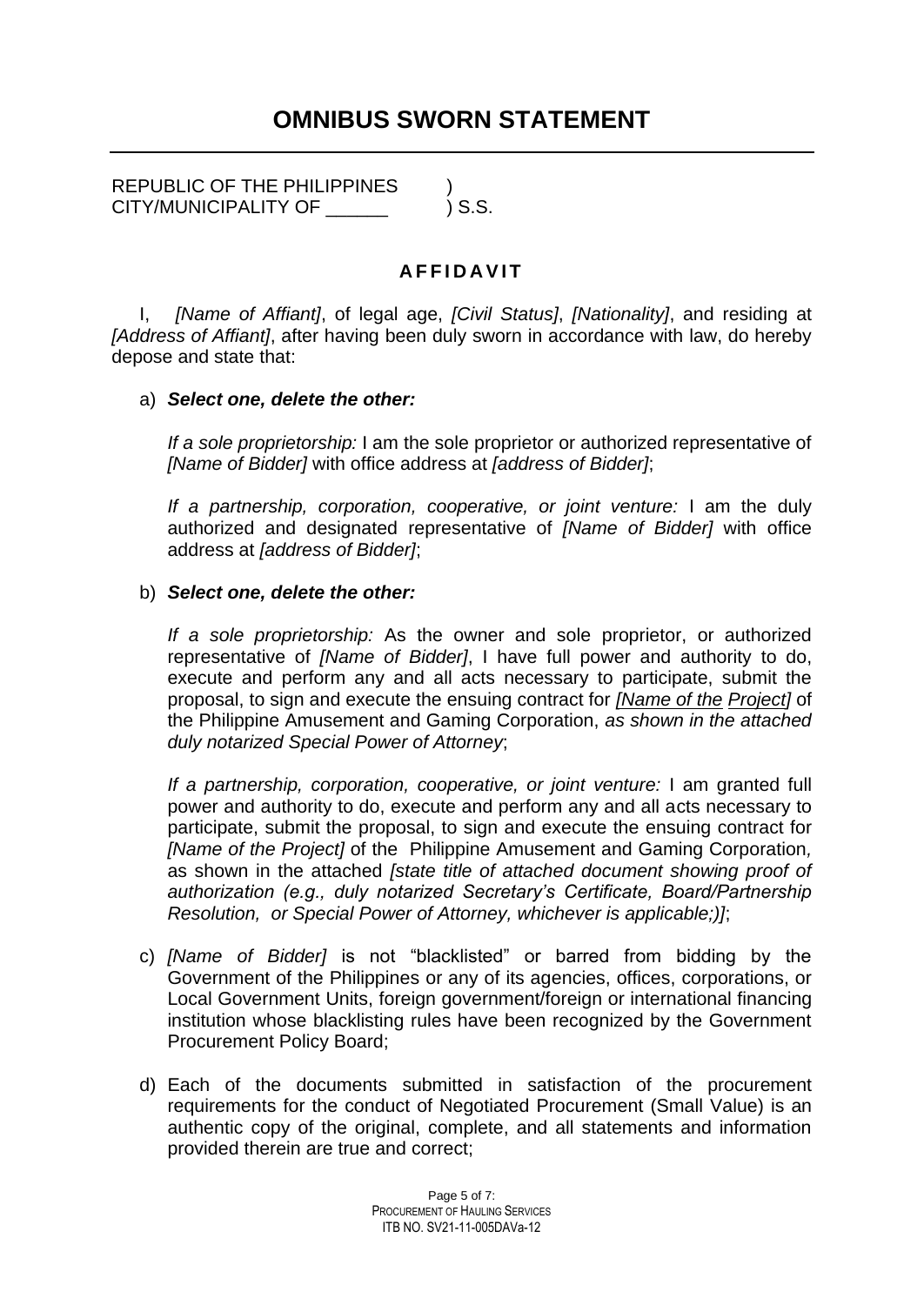# OMNIBUS SWORN STATEMENT

REPUBLIC OF THE PHILIPPINES )
CITY/MUNICIPALITY OF ______ ) S.S.

## AFFIDAVIT

I, *[Name of Affiant]*, of legal age, *[Civil Status]*, *[Nationality]*, and residing at *[Address of Affiant]*, after having been duly sworn in accordance with law, do hereby depose and state that:

a) ***Select one, delete the other:***

*If a sole proprietorship:* I am the sole proprietor or authorized representative of *[Name of Bidder]* with office address at *[address of Bidder]*;

*If a partnership, corporation, cooperative, or joint venture:* I am the duly authorized and designated representative of *[Name of Bidder]* with office address at *[address of Bidder]*;

b) ***Select one, delete the other:***

*If a sole proprietorship:* As the owner and sole proprietor, or authorized representative of *[Name of Bidder]*, I have full power and authority to do, execute and perform any and all acts necessary to participate, submit the proposal, to sign and execute the ensuing contract for *[Name of the Project]* of the Philippine Amusement and Gaming Corporation, *as shown in the attached duly notarized Special Power of Attorney*;

*If a partnership, corporation, cooperative, or joint venture:* I am granted full power and authority to do, execute and perform any and all acts necessary to participate, submit the proposal, to sign and execute the ensuing contract for *[Name of the Project]* of the Philippine Amusement and Gaming Corporation, as shown in the attached *[state title of attached document showing proof of authorization (e.g., duly notarized Secretary's Certificate, Board/Partnership Resolution, or Special Power of Attorney, whichever is applicable;)]*;

c) *[Name of Bidder]* is not "blacklisted" or barred from bidding by the Government of the Philippines or any of its agencies, offices, corporations, or Local Government Units, foreign government/foreign or international financing institution whose blacklisting rules have been recognized by the Government Procurement Policy Board;

d) Each of the documents submitted in satisfaction of the procurement requirements for the conduct of Negotiated Procurement (Small Value) is an authentic copy of the original, complete, and all statements and information provided therein are true and correct;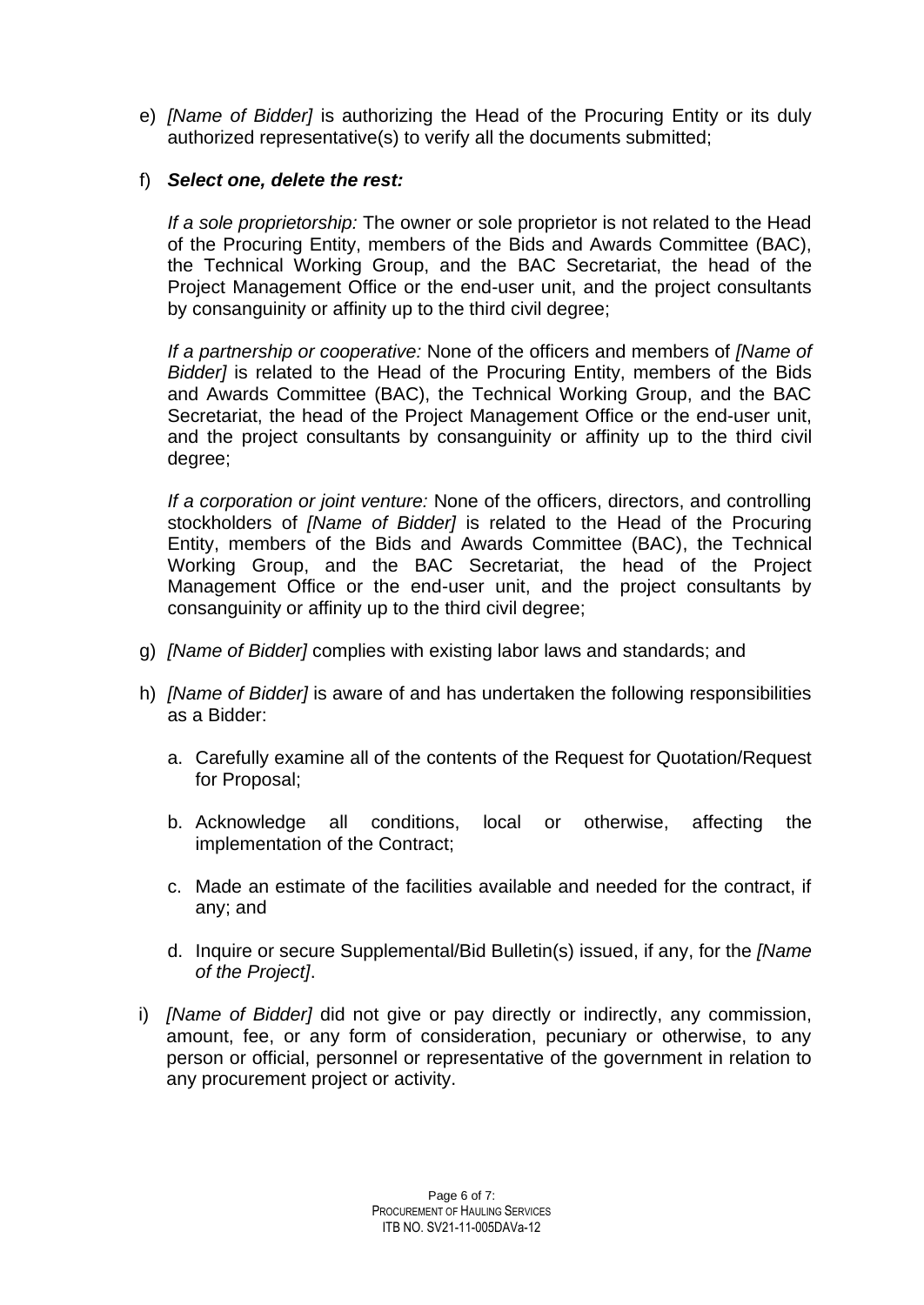e) *[Name of Bidder]* is authorizing the Head of the Procuring Entity or its duly authorized representative(s) to verify all the documents submitted;

f) ***Select one, delete the rest:***

   *If a sole proprietorship:* The owner or sole proprietor is not related to the Head of the Procuring Entity, members of the Bids and Awards Committee (BAC), the Technical Working Group, and the BAC Secretariat, the head of the Project Management Office or the end-user unit, and the project consultants by consanguinity or affinity up to the third civil degree;

   *If a partnership or cooperative:* None of the officers and members of *[Name of Bidder]* is related to the Head of the Procuring Entity, members of the Bids and Awards Committee (BAC), the Technical Working Group, and the BAC Secretariat, the head of the Project Management Office or the end-user unit, and the project consultants by consanguinity or affinity up to the third civil degree;

   *If a corporation or joint venture:* None of the officers, directors, and controlling stockholders of *[Name of Bidder]* is related to the Head of the Procuring Entity, members of the Bids and Awards Committee (BAC), the Technical Working Group, and the BAC Secretariat, the head of the Project Management Office or the end-user unit, and the project consultants by consanguinity or affinity up to the third civil degree;

g) *[Name of Bidder]* complies with existing labor laws and standards; and

h) *[Name of Bidder]* is aware of and has undertaken the following responsibilities as a Bidder:

   a. Carefully examine all of the contents of the Request for Quotation/Request for Proposal;

   b. Acknowledge all conditions, local or otherwise, affecting the implementation of the Contract;

   c. Made an estimate of the facilities available and needed for the contract, if any; and

   d. Inquire or secure Supplemental/Bid Bulletin(s) issued, if any, for the *[Name of the Project]*.

i) *[Name of Bidder]* did not give or pay directly or indirectly, any commission, amount, fee, or any form of consideration, pecuniary or otherwise, to any person or official, personnel or representative of the government in relation to any procurement project or activity.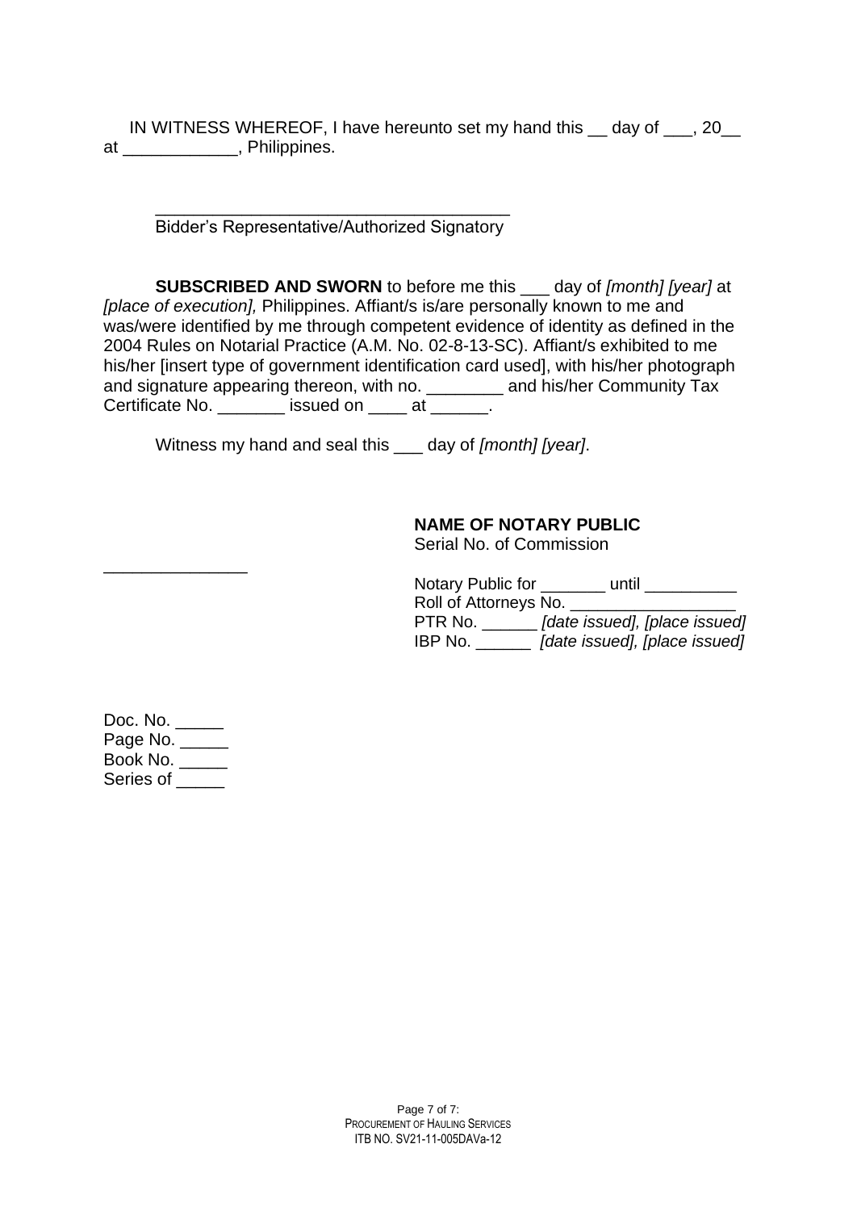IN WITNESS WHEREOF, I have hereunto set my hand this __ day of ___, 20__ at ____________, Philippines.

_____________________________________
Bidder's Representative/Authorized Signatory

**SUBSCRIBED AND SWORN** to before me this ___ day of *[month] [year]* at *[place of execution],* Philippines. Affiant/s is/are personally known to me and was/were identified by me through competent evidence of identity as defined in the 2004 Rules on Notarial Practice (A.M. No. 02-8-13-SC). Affiant/s exhibited to me his/her [insert type of government identification card used], with his/her photograph and signature appearing thereon, with no. ________ and his/her Community Tax Certificate No. _______ issued on ____ at ______.

Witness my hand and seal this ___ day of *[month] [year]*.

**NAME OF NOTARY PUBLIC**
Serial No. of Commission

_______________

Notary Public for _______ until __________
Roll of Attorneys No. __________________
PTR No. ______ *[date issued], [place issued]*
IBP No. ______ *[date issued], [place issued]*

Doc. No. _____
Page No. _____
Book No. _____
Series of _____